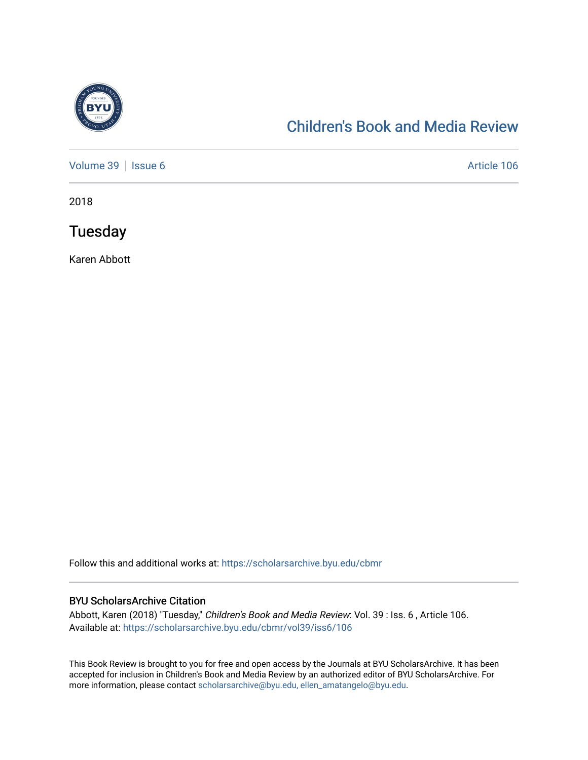Children's Book and Media Review

Volume 39 | Issue 6 Article 106

2018

# Tuesday

Karen Abbott

Follow this and additional works at: https://scholarsarchive.byu.edu/cbmr

## BYU ScholarsArchive Citation

Abbott, Karen (2018) "Tuesday," *Children's Book and Media Review*: Vol. 39 : Iss. 6 , Article 106.
Available at: https://scholarsarchive.byu.edu/cbmr/vol39/iss6/106

This Book Review is brought to you for free and open access by the Journals at BYU ScholarsArchive. It has been accepted for inclusion in Children's Book and Media Review by an authorized editor of BYU ScholarsArchive. For more information, please contact scholarsarchive@byu.edu, ellen_amatangelo@byu.edu.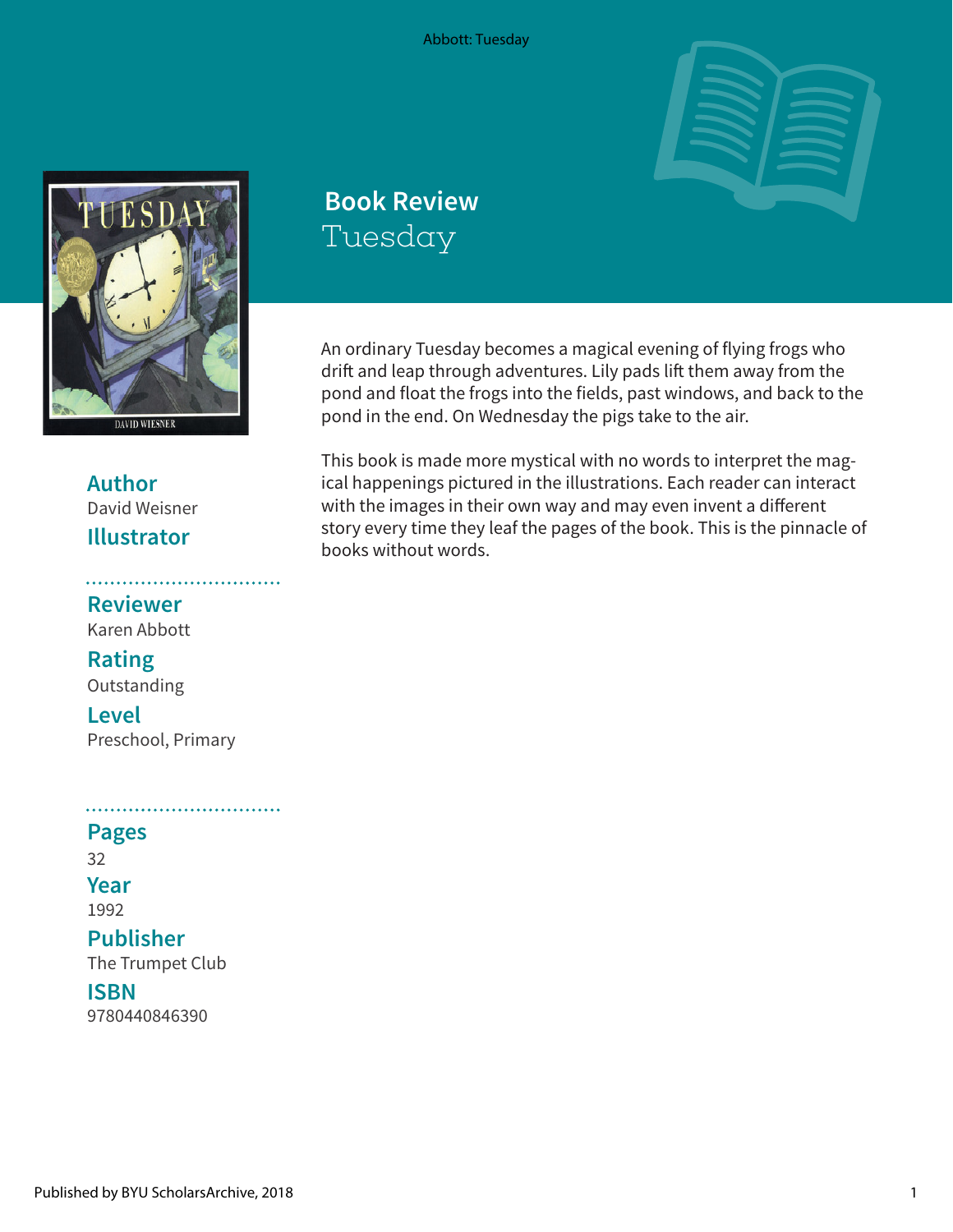# Book Review

## Tuesday

An ordinary Tuesday becomes a magical evening of flying frogs who drift and leap through adventures. Lily pads lift them away from the pond and float the frogs into the fields, past windows, and back to the pond in the end. On Wednesday the pigs take to the air.

This book is made more mystical with no words to interpret the magical happenings pictured in the illustrations. Each reader can interact with the images in their own way and may even invent a different story every time they leaf the pages of the book. This is the pinnacle of books without words.

**Author**
David Weisner

**Illustrator**

**Reviewer**
Karen Abbott

**Rating**
Outstanding

**Level**
Preschool, Primary

**Pages**
32

**Year**
1992

**Publisher**
The Trumpet Club

**ISBN**
9780440846390

Published by BYU ScholarsArchive, 2018